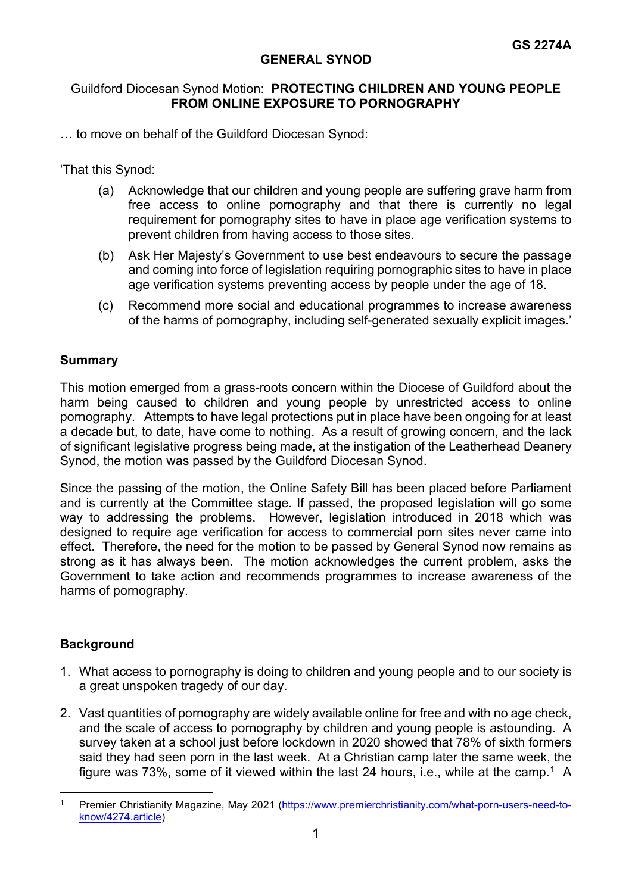**GS 2274A**

# GENERAL SYNOD

Guildford Diocesan Synod Motion: **PROTECTING CHILDREN AND YOUNG PEOPLE FROM ONLINE EXPOSURE TO PORNOGRAPHY**

… to move on behalf of the Guildford Diocesan Synod:

'That this Synod:

(a) Acknowledge that our children and young people are suffering grave harm from free access to online pornography and that there is currently no legal requirement for pornography sites to have in place age verification systems to prevent children from having access to those sites.

(b) Ask Her Majesty's Government to use best endeavours to secure the passage and coming into force of legislation requiring pornographic sites to have in place age verification systems preventing access by people under the age of 18.

(c) Recommend more social and educational programmes to increase awareness of the harms of pornography, including self-generated sexually explicit images.'

## Summary

This motion emerged from a grass-roots concern within the Diocese of Guildford about the harm being caused to children and young people by unrestricted access to online pornography. Attempts to have legal protections put in place have been ongoing for at least a decade but, to date, have come to nothing. As a result of growing concern, and the lack of significant legislative progress being made, at the instigation of the Leatherhead Deanery Synod, the motion was passed by the Guildford Diocesan Synod.

Since the passing of the motion, the Online Safety Bill has been placed before Parliament and is currently at the Committee stage. If passed, the proposed legislation will go some way to addressing the problems. However, legislation introduced in 2018 which was designed to require age verification for access to commercial porn sites never came into effect. Therefore, the need for the motion to be passed by General Synod now remains as strong as it has always been. The motion acknowledges the current problem, asks the Government to take action and recommends programmes to increase awareness of the harms of pornography.

---

## Background

1. What access to pornography is doing to children and young people and to our society is a great unspoken tragedy of our day.

2. Vast quantities of pornography are widely available online for free and with no age check, and the scale of access to pornography by children and young people is astounding. A survey taken at a school just before lockdown in 2020 showed that 78% of sixth formers said they had seen porn in the last week. At a Christian camp later the same week, the figure was 73%, some of it viewed within the last 24 hours, i.e., while at the camp.[1] A

[1] Premier Christianity Magazine, May 2021 (https://www.premierchristianity.com/what-porn-users-need-to-know/4274.article)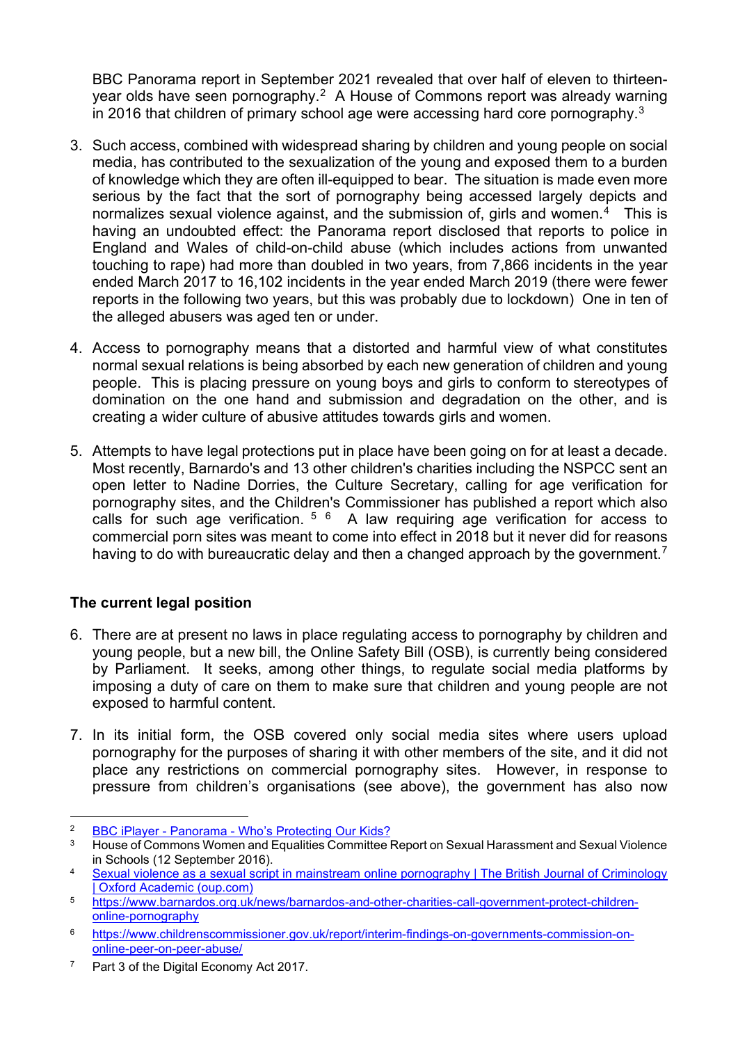BBC Panorama report in September 2021 revealed that over half of eleven to thirteen-year olds have seen pornography.[2] A House of Commons report was already warning in 2016 that children of primary school age were accessing hard core pornography.[3]

3. Such access, combined with widespread sharing by children and young people on social media, has contributed to the sexualization of the young and exposed them to a burden of knowledge which they are often ill-equipped to bear. The situation is made even more serious by the fact that the sort of pornography being accessed largely depicts and normalizes sexual violence against, and the submission of, girls and women.[4] This is having an undoubted effect: the Panorama report disclosed that reports to police in England and Wales of child-on-child abuse (which includes actions from unwanted touching to rape) had more than doubled in two years, from 7,866 incidents in the year ended March 2017 to 16,102 incidents in the year ended March 2019 (there were fewer reports in the following two years, but this was probably due to lockdown) One in ten of the alleged abusers was aged ten or under.

4. Access to pornography means that a distorted and harmful view of what constitutes normal sexual relations is being absorbed by each new generation of children and young people. This is placing pressure on young boys and girls to conform to stereotypes of domination on the one hand and submission and degradation on the other, and is creating a wider culture of abusive attitudes towards girls and women.

5. Attempts to have legal protections put in place have been going on for at least a decade. Most recently, Barnardo's and 13 other children's charities including the NSPCC sent an open letter to Nadine Dorries, the Culture Secretary, calling for age verification for pornography sites, and the Children's Commissioner has published a report which also calls for such age verification. [5] [6] A law requiring age verification for access to commercial porn sites was meant to come into effect in 2018 but it never did for reasons having to do with bureaucratic delay and then a changed approach by the government.[7]

## The current legal position

6. There are at present no laws in place regulating access to pornography by children and young people, but a new bill, the Online Safety Bill (OSB), is currently being considered by Parliament. It seeks, among other things, to regulate social media platforms by imposing a duty of care on them to make sure that children and young people are not exposed to harmful content.

7. In its initial form, the OSB covered only social media sites where users upload pornography for the purposes of sharing it with other members of the site, and it did not place any restrictions on commercial pornography sites. However, in response to pressure from children's organisations (see above), the government has also now

---

[2] BBC iPlayer - Panorama - Who's Protecting Our Kids?

[3] House of Commons Women and Equalities Committee Report on Sexual Harassment and Sexual Violence in Schools (12 September 2016).

[4] Sexual violence as a sexual script in mainstream online pornography | The British Journal of Criminology | Oxford Academic (oup.com)

[5] https://www.barnardos.org.uk/news/barnardos-and-other-charities-call-government-protect-children-online-pornography

[6] https://www.childrenscommissioner.gov.uk/report/interim-findings-on-governments-commission-on-online-peer-on-peer-abuse/

[7] Part 3 of the Digital Economy Act 2017.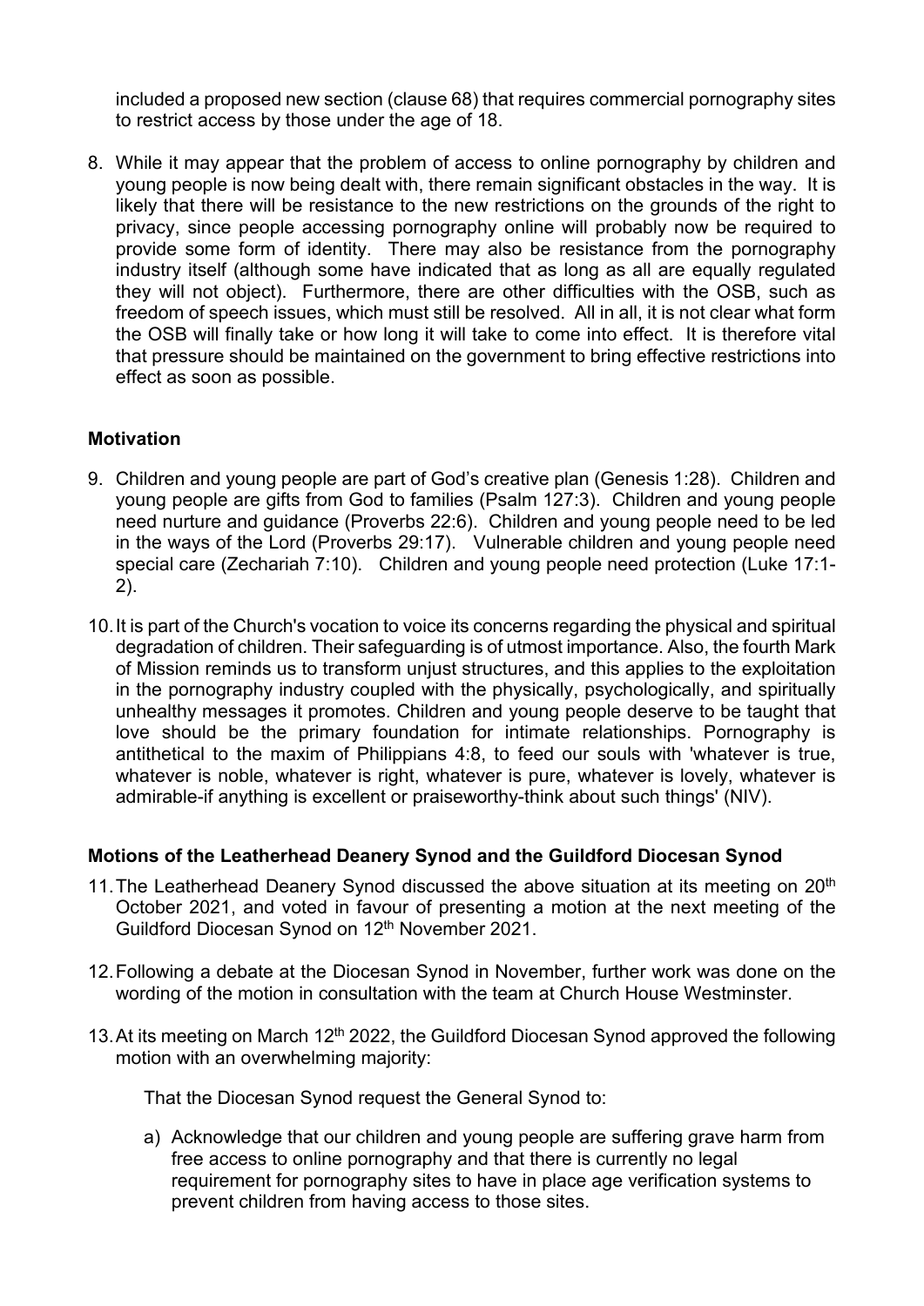included a proposed new section (clause 68) that requires commercial pornography sites to restrict access by those under the age of 18.

8. While it may appear that the problem of access to online pornography by children and young people is now being dealt with, there remain significant obstacles in the way. It is likely that there will be resistance to the new restrictions on the grounds of the right to privacy, since people accessing pornography online will probably now be required to provide some form of identity. There may also be resistance from the pornography industry itself (although some have indicated that as long as all are equally regulated they will not object). Furthermore, there are other difficulties with the OSB, such as freedom of speech issues, which must still be resolved. All in all, it is not clear what form the OSB will finally take or how long it will take to come into effect. It is therefore vital that pressure should be maintained on the government to bring effective restrictions into effect as soon as possible.

## Motivation

9. Children and young people are part of God's creative plan (Genesis 1:28). Children and young people are gifts from God to families (Psalm 127:3). Children and young people need nurture and guidance (Proverbs 22:6). Children and young people need to be led in the ways of the Lord (Proverbs 29:17). Vulnerable children and young people need special care (Zechariah 7:10). Children and young people need protection (Luke 17:1-2).

10. It is part of the Church's vocation to voice its concerns regarding the physical and spiritual degradation of children. Their safeguarding is of utmost importance. Also, the fourth Mark of Mission reminds us to transform unjust structures, and this applies to the exploitation in the pornography industry coupled with the physically, psychologically, and spiritually unhealthy messages it promotes. Children and young people deserve to be taught that love should be the primary foundation for intimate relationships. Pornography is antithetical to the maxim of Philippians 4:8, to feed our souls with 'whatever is true, whatever is noble, whatever is right, whatever is pure, whatever is lovely, whatever is admirable-if anything is excellent or praiseworthy-think about such things' (NIV).

## Motions of the Leatherhead Deanery Synod and the Guildford Diocesan Synod

11. The Leatherhead Deanery Synod discussed the above situation at its meeting on 20th October 2021, and voted in favour of presenting a motion at the next meeting of the Guildford Diocesan Synod on 12th November 2021.

12. Following a debate at the Diocesan Synod in November, further work was done on the wording of the motion in consultation with the team at Church House Westminster.

13. At its meeting on March 12th 2022, the Guildford Diocesan Synod approved the following motion with an overwhelming majority:

    That the Diocesan Synod request the General Synod to:

    a) Acknowledge that our children and young people are suffering grave harm from free access to online pornography and that there is currently no legal requirement for pornography sites to have in place age verification systems to prevent children from having access to those sites.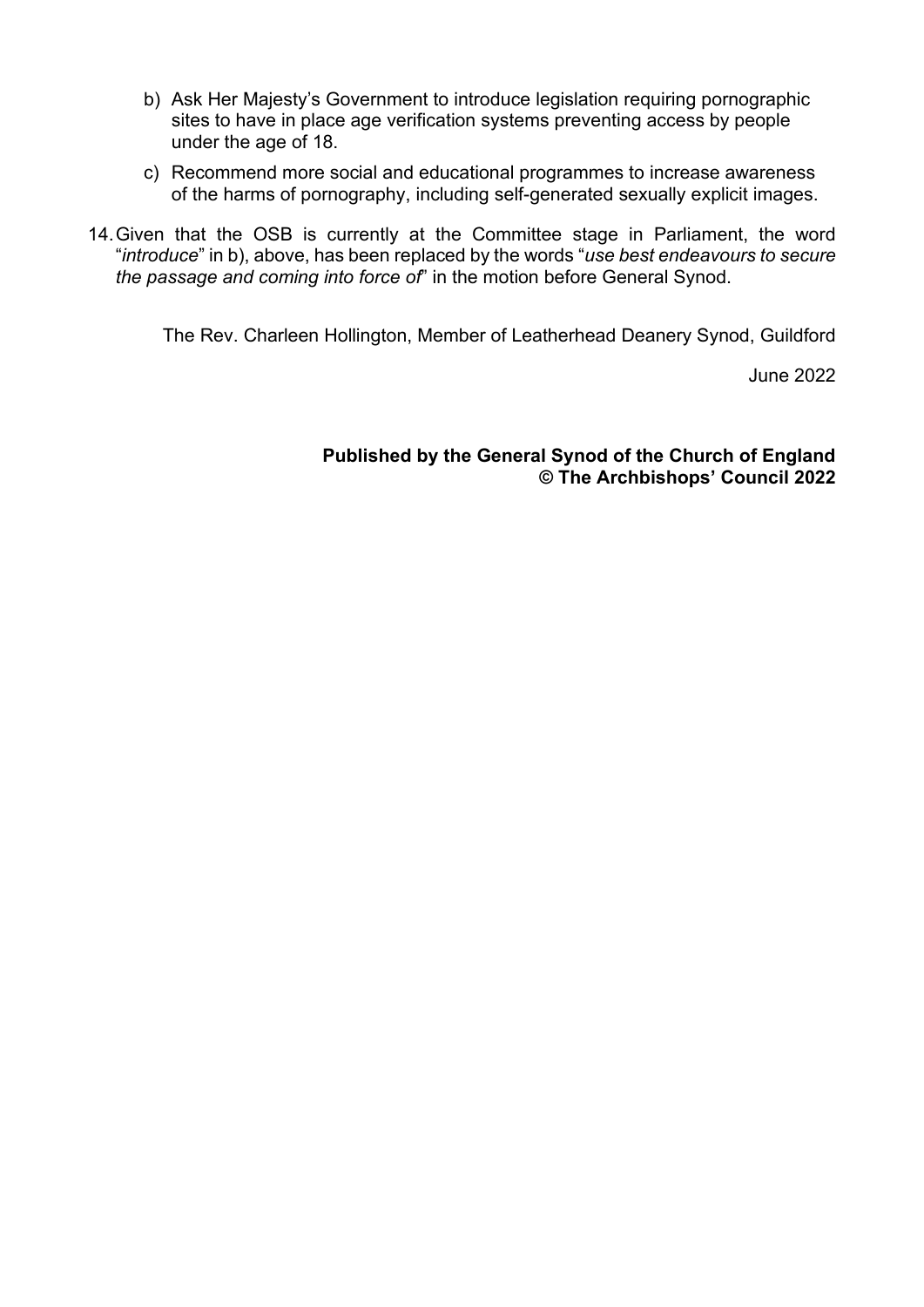b) Ask Her Majesty's Government to introduce legislation requiring pornographic sites to have in place age verification systems preventing access by people under the age of 18.

c) Recommend more social and educational programmes to increase awareness of the harms of pornography, including self-generated sexually explicit images.

14. Given that the OSB is currently at the Committee stage in Parliament, the word "*introduce*" in b), above, has been replaced by the words "*use best endeavours to secure the passage and coming into force of*" in the motion before General Synod.

The Rev. Charleen Hollington, Member of Leatherhead Deanery Synod, Guildford

June 2022

**Published by the General Synod of the Church of England**
**© The Archbishops' Council 2022**